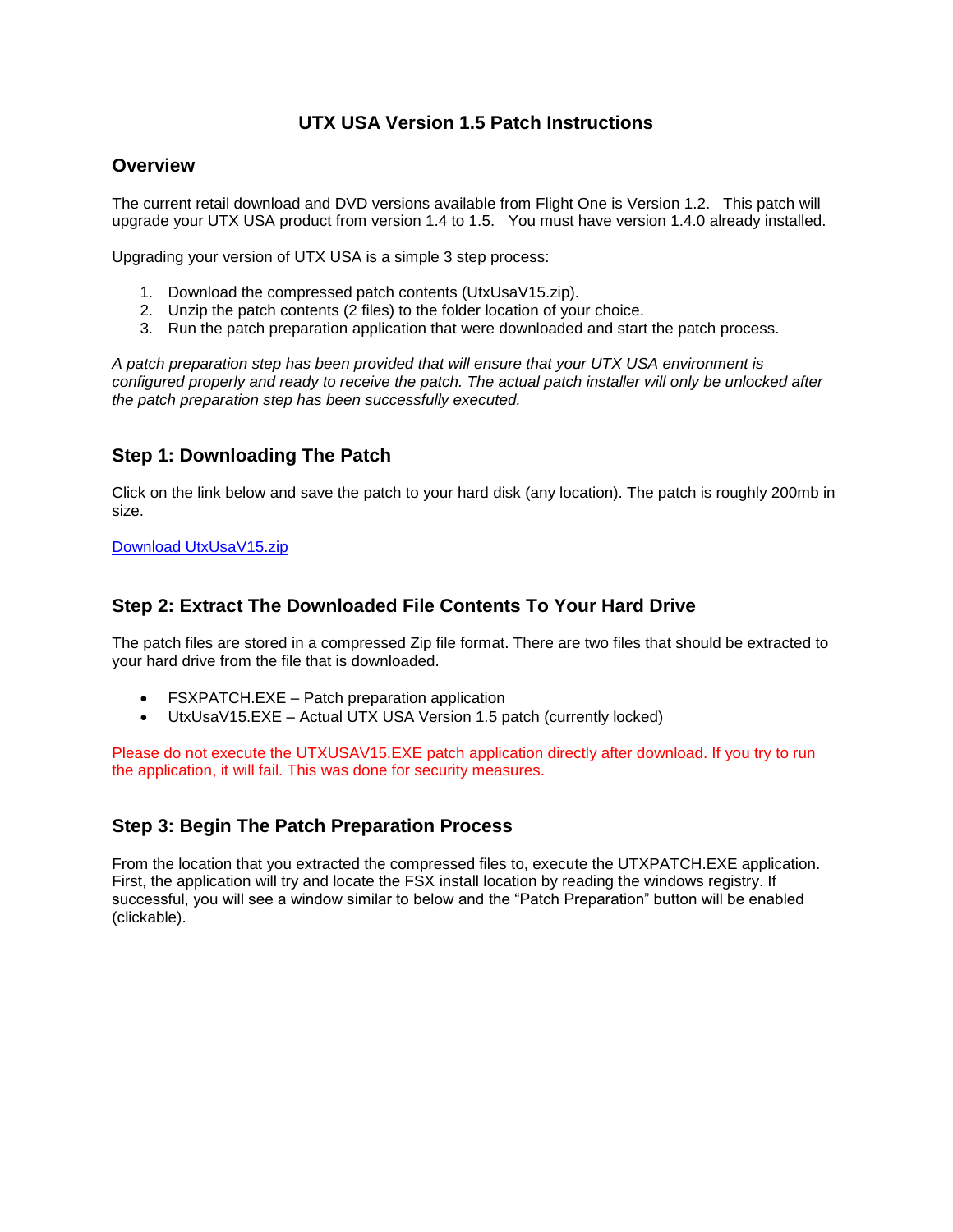# UTX USA Version 1.5 Patch Instructions

## Overview

The current retail download and DVD versions available from Flight One is Version 1.2. This patch will upgrade your UTX USA product from version 1.4 to 1.5. You must have version 1.4.0 already installed.

Upgrading your version of UTX USA is a simple 3 step process:

1. Download the compressed patch contents (UtxUsaV15.zip).
2. Unzip the patch contents (2 files) to the folder location of your choice.
3. Run the patch preparation application that were downloaded and start the patch process.

*A patch preparation step has been provided that will ensure that your UTX USA environment is configured properly and ready to receive the patch. The actual patch installer will only be unlocked after the patch preparation step has been successfully executed.*

## Step 1: Downloading The Patch

Click on the link below and save the patch to your hard disk (any location). The patch is roughly 200mb in size.

Download UtxUsaV15.zip

## Step 2: Extract The Downloaded File Contents To Your Hard Drive

The patch files are stored in a compressed Zip file format. There are two files that should be extracted to your hard drive from the file that is downloaded.

- FSXPATCH.EXE – Patch preparation application
- UtxUsaV15.EXE – Actual UTX USA Version 1.5 patch (currently locked)

Please do not execute the UTXUSAV15.EXE patch application directly after download. If you try to run the application, it will fail. This was done for security measures.

## Step 3: Begin The Patch Preparation Process

From the location that you extracted the compressed files to, execute the UTXPATCH.EXE application. First, the application will try and locate the FSX install location by reading the windows registry. If successful, you will see a window similar to below and the "Patch Preparation" button will be enabled (clickable).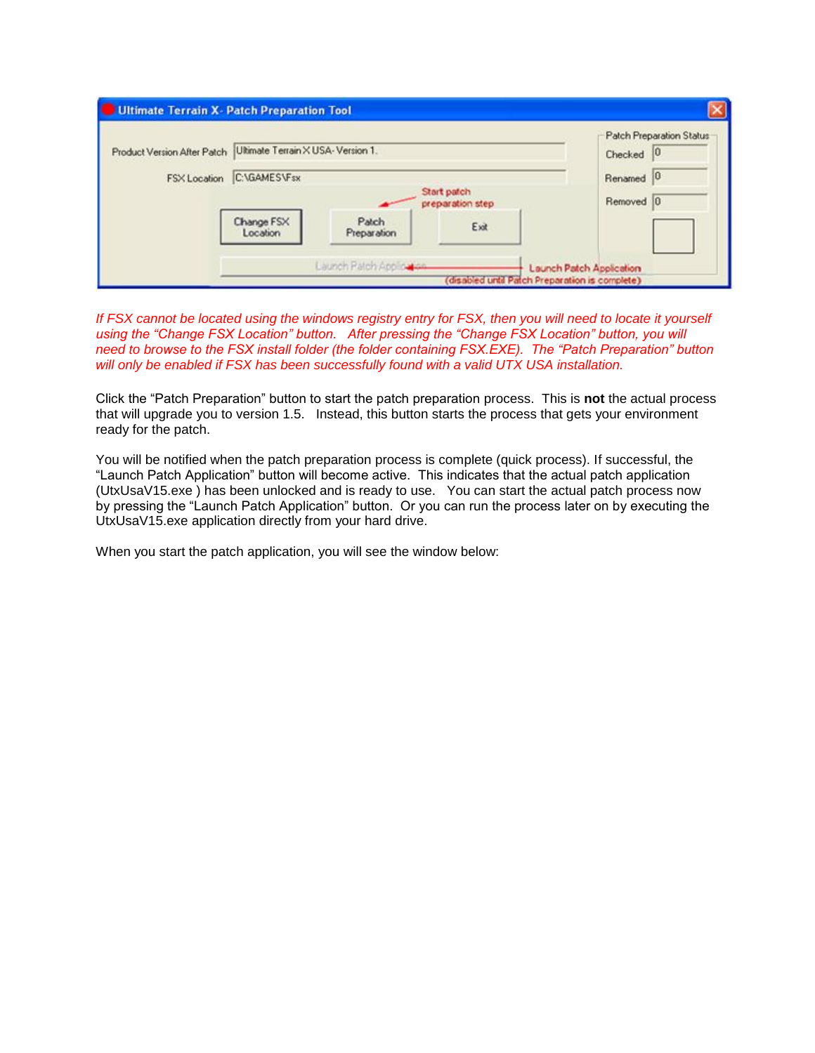*If FSX cannot be located using the windows registry entry for FSX, then you will need to locate it yourself using the "Change FSX Location" button. After pressing the "Change FSX Location" button, you will need to browse to the FSX install folder (the folder containing FSX.EXE). The "Patch Preparation" button will only be enabled if FSX has been successfully found with a valid UTX USA installation.*

Click the "Patch Preparation" button to start the patch preparation process. This is **not** the actual process that will upgrade you to version 1.5. Instead, this button starts the process that gets your environment ready for the patch.

You will be notified when the patch preparation process is complete (quick process). If successful, the "Launch Patch Application" button will become active. This indicates that the actual patch application (UtxUsaV15.exe ) has been unlocked and is ready to use. You can start the actual patch process now by pressing the "Launch Patch Application" button. Or you can run the process later on by executing the UtxUsaV15.exe application directly from your hard drive.

When you start the patch application, you will see the window below: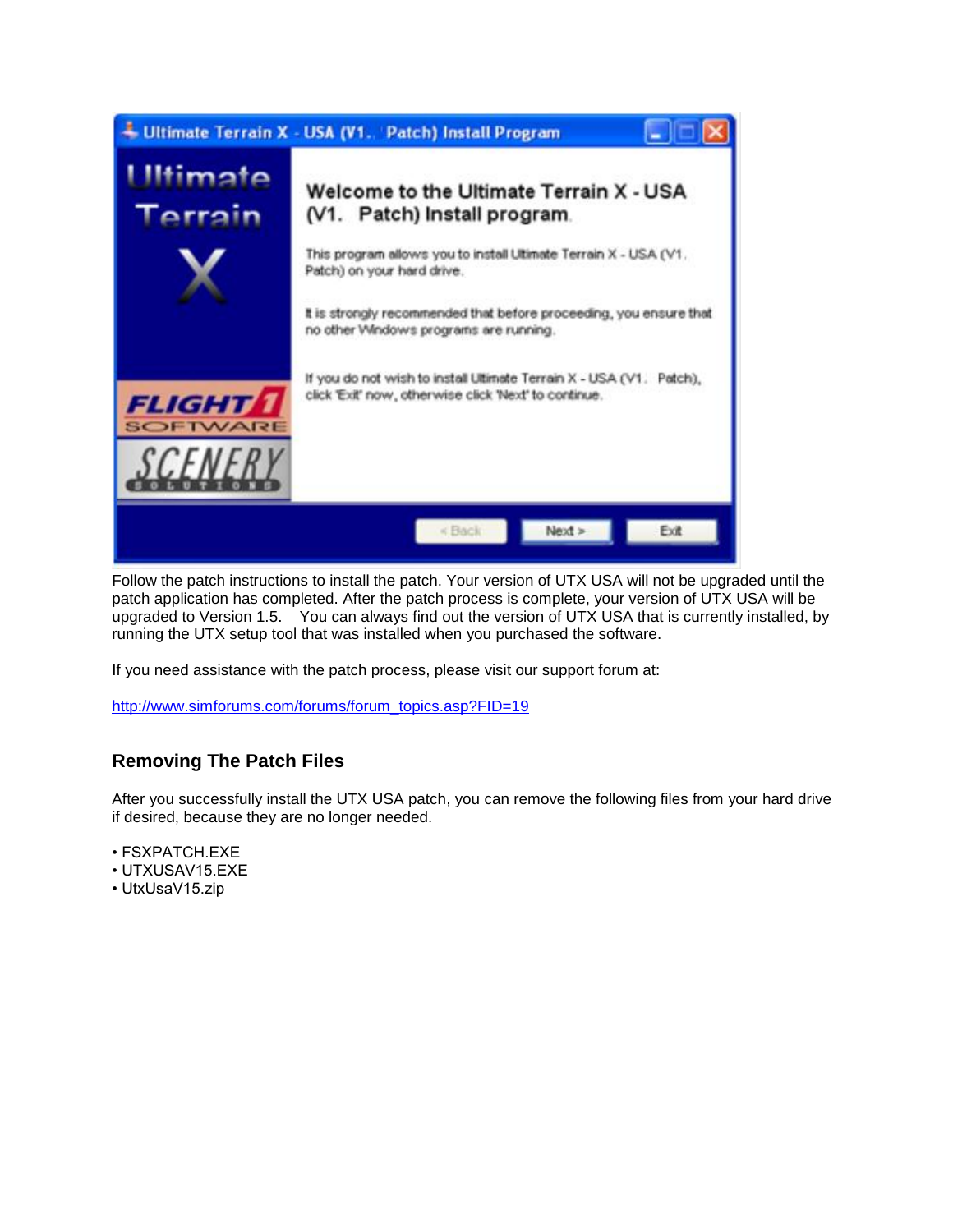Follow the patch instructions to install the patch. Your version of UTX USA will not be upgraded until the patch application has completed. After the patch process is complete, your version of UTX USA will be upgraded to Version 1.5. You can always find out the version of UTX USA that is currently installed, by running the UTX setup tool that was installed when you purchased the software.

If you need assistance with the patch process, please visit our support forum at:

http://www.simforums.com/forums/forum_topics.asp?FID=19

### Removing The Patch Files

After you successfully install the UTX USA patch, you can remove the following files from your hard drive if desired, because they are no longer needed.

- FSXPATCH.EXE
- UTXUSAV15.EXE
- UtxUsaV15.zip